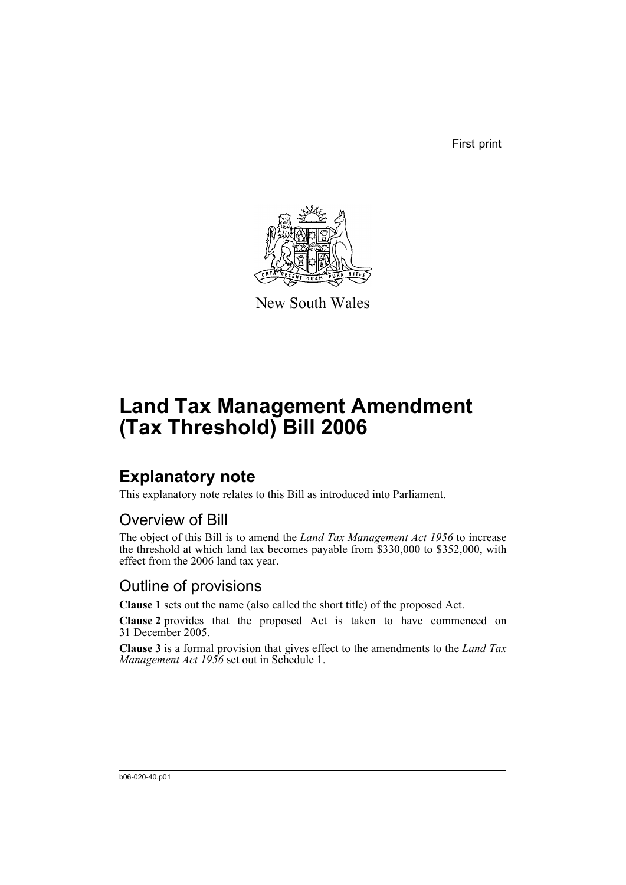First print

New South Wales

# Land Tax Management Amendment (Tax Threshold) Bill 2006

## Explanatory note

This explanatory note relates to this Bill as introduced into Parliament.

### Overview of Bill

The object of this Bill is to amend the *Land Tax Management Act 1956* to increase the threshold at which land tax becomes payable from $330,000 to $352,000, with effect from the 2006 land tax year.

### Outline of provisions

**Clause 1** sets out the name (also called the short title) of the proposed Act.

**Clause 2** provides that the proposed Act is taken to have commenced on 31 December 2005.

**Clause 3** is a formal provision that gives effect to the amendments to the *Land Tax Management Act 1956* set out in Schedule 1.

b06-020-40.p01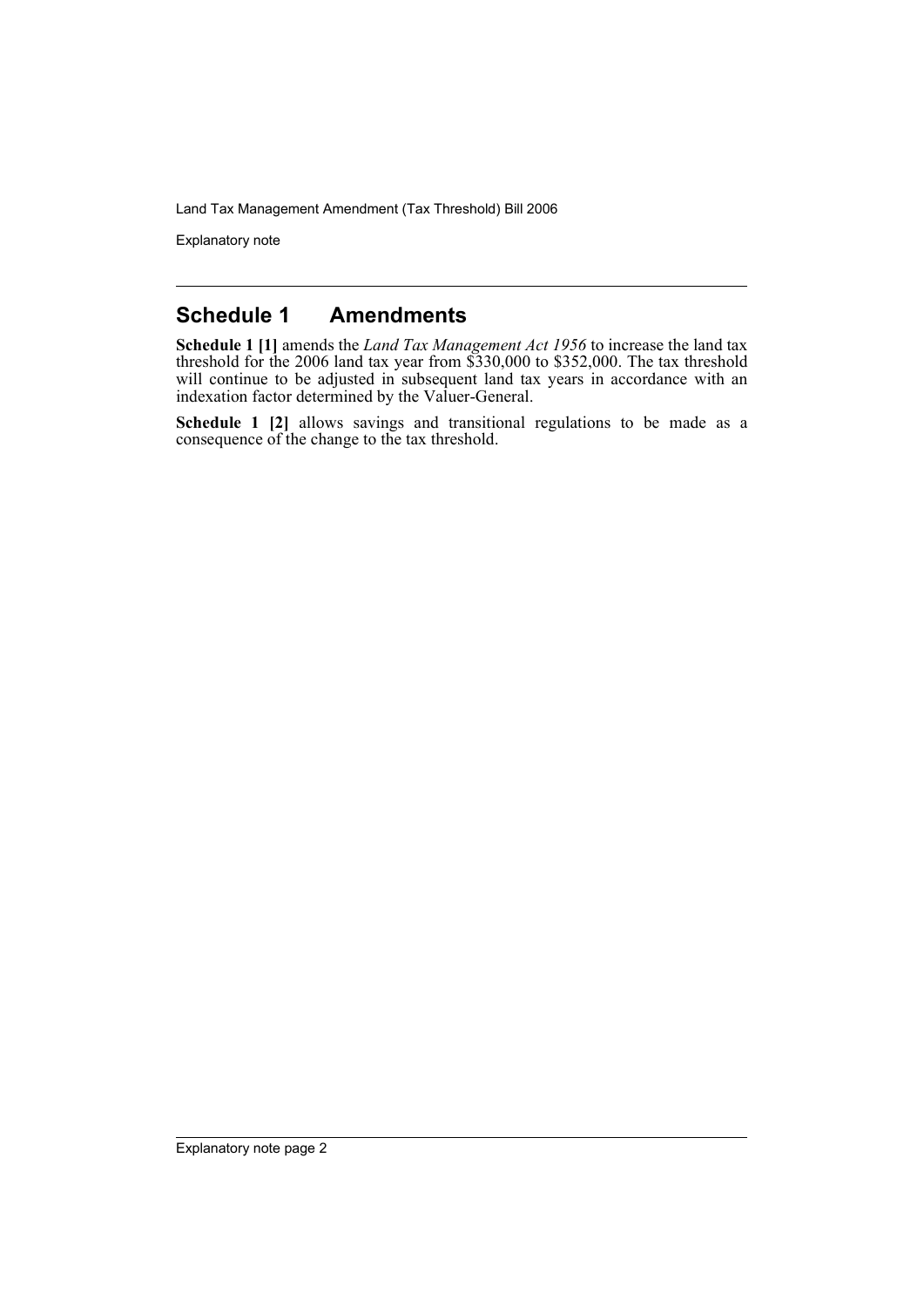## Schedule 1 Amendments

**Schedule 1 [1]** amends the *Land Tax Management Act 1956* to increase the land tax threshold for the 2006 land tax year from $330,000 to $352,000. The tax threshold will continue to be adjusted in subsequent land tax years in accordance with an indexation factor determined by the Valuer-General.

**Schedule 1 [2]** allows savings and transitional regulations to be made as a consequence of the change to the tax threshold.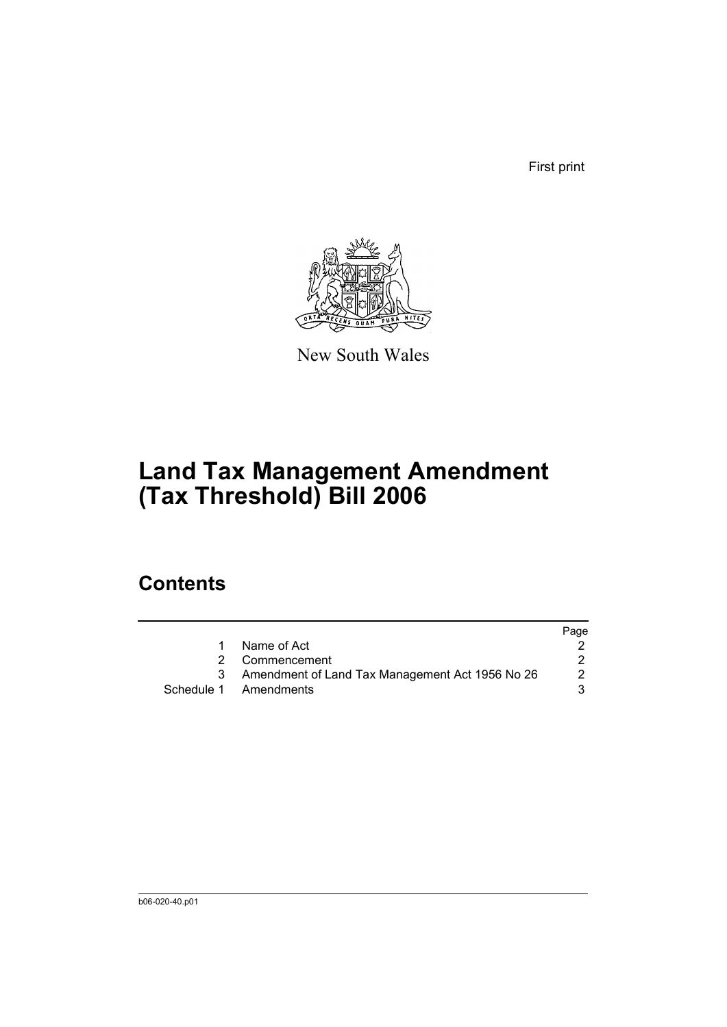First print

New South Wales

# Land Tax Management Amendment (Tax Threshold) Bill 2006

## Contents

| | | Page |
|---|---|---|
| 1 | Name of Act | 2 |
| 2 | Commencement | 2 |
| 3 | Amendment of Land Tax Management Act 1956 No 26 | 2 |
| Schedule 1 | Amendments | 3 |

b06-020-40.p01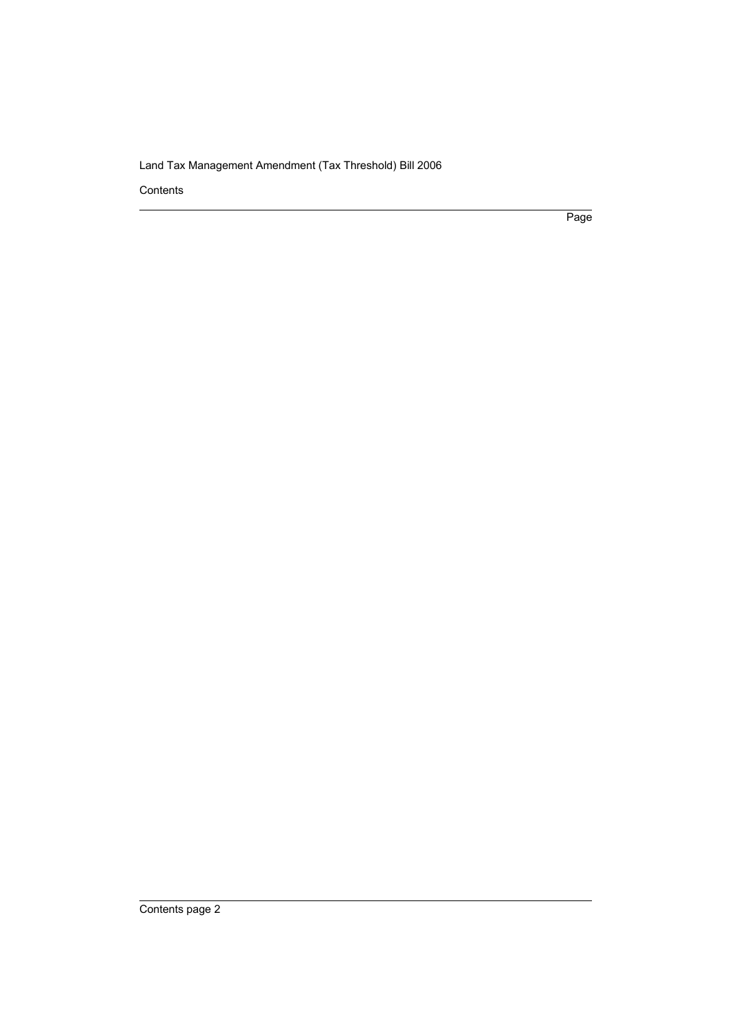Contents

Page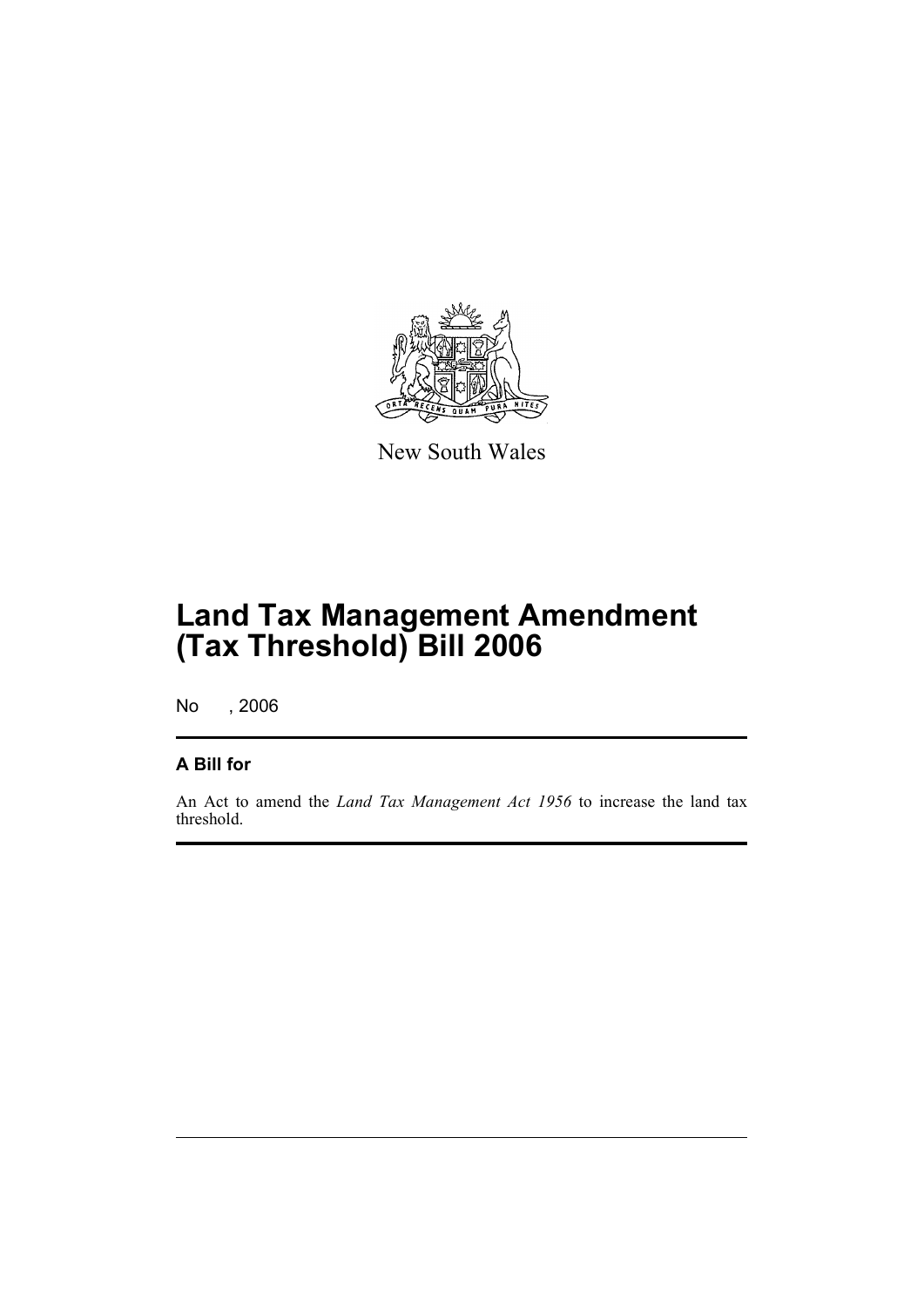New South Wales

# Land Tax Management Amendment (Tax Threshold) Bill 2006

No , 2006

## A Bill for

An Act to amend the *Land Tax Management Act 1956* to increase the land tax threshold.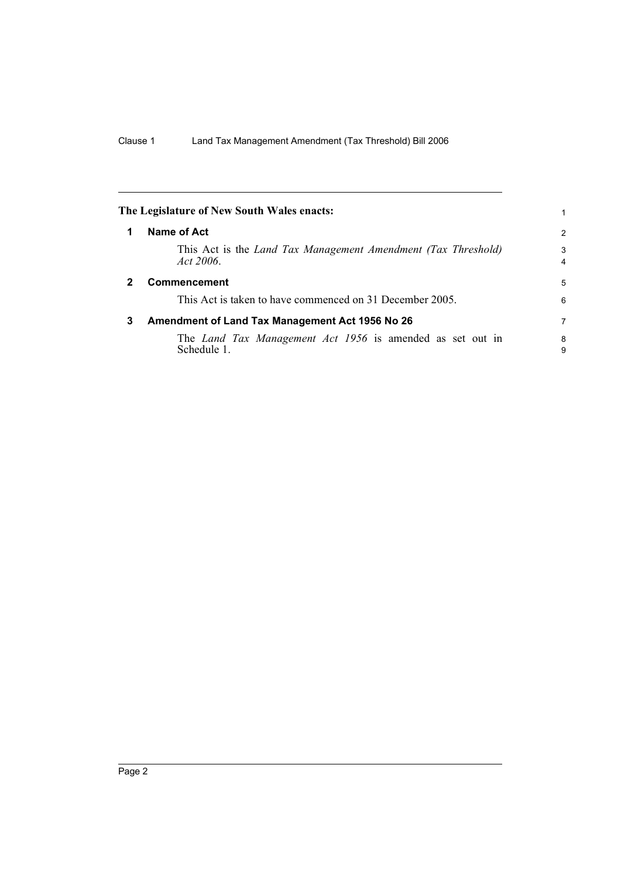**The Legislature of New South Wales enacts:**

## 1 Name of Act

This Act is the *Land Tax Management Amendment (Tax Threshold) Act 2006*.

## 2 Commencement

This Act is taken to have commenced on 31 December 2005.

## 3 Amendment of Land Tax Management Act 1956 No 26

The *Land Tax Management Act 1956* is amended as set out in Schedule 1.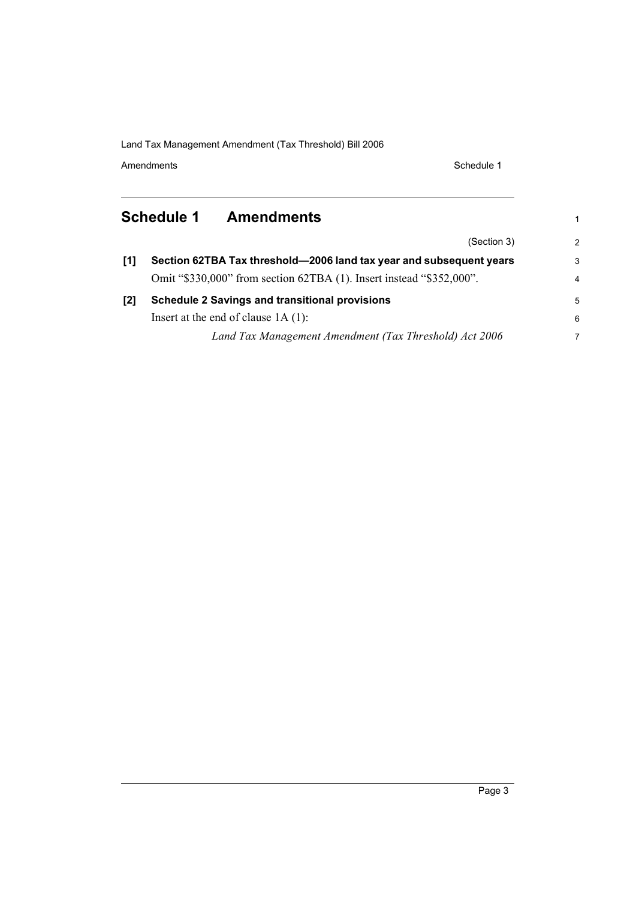## Schedule 1 Amendments

(Section 3)

**[1] Section 62TBA Tax threshold—2006 land tax year and subsequent years**

Omit "$330,000" from section 62TBA (1). Insert instead "$352,000".

**[2] Schedule 2 Savings and transitional provisions**

Insert at the end of clause 1A (1):

*Land Tax Management Amendment (Tax Threshold) Act 2006*